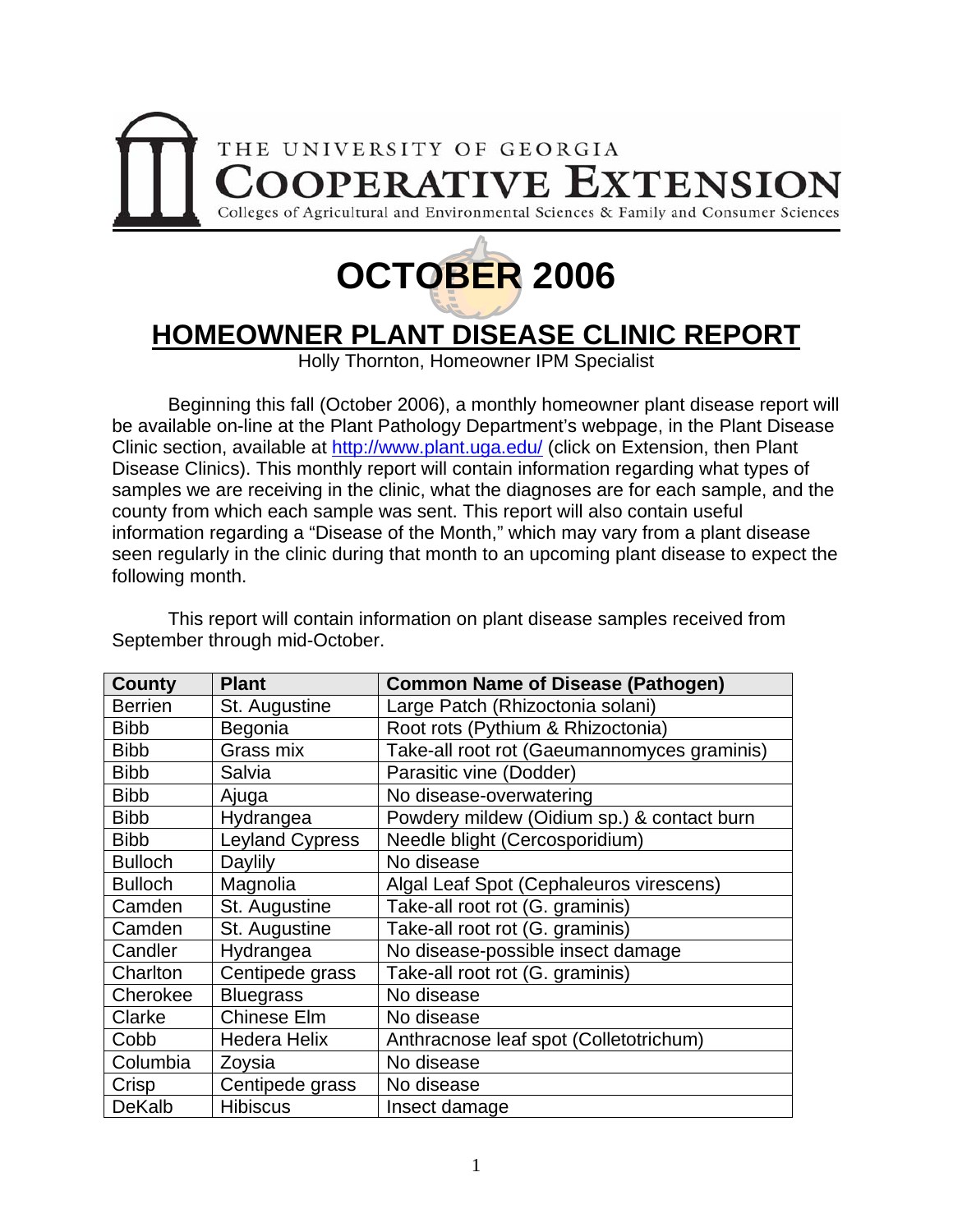THE UNIVERSITY OF GEORGIA
COOPERATIVE EXTENSION
Colleges of Agricultural and Environmental Sciences & Family and Consumer Sciences

# OCTOBER 2006

## HOMEOWNER PLANT DISEASE CLINIC REPORT

Holly Thornton, Homeowner IPM Specialist

Beginning this fall (October 2006), a monthly homeowner plant disease report will be available on-line at the Plant Pathology Department's webpage, in the Plant Disease Clinic section, available at http://www.plant.uga.edu/ (click on Extension, then Plant Disease Clinics). This monthly report will contain information regarding what types of samples we are receiving in the clinic, what the diagnoses are for each sample, and the county from which each sample was sent. This report will also contain useful information regarding a "Disease of the Month," which may vary from a plant disease seen regularly in the clinic during that month to an upcoming plant disease to expect the following month.

This report will contain information on plant disease samples received from September through mid-October.

| County | Plant | Common Name of Disease (Pathogen) |
|---|---|---|
| Berrien | St. Augustine | Large Patch (Rhizoctonia solani) |
| Bibb | Begonia | Root rots (Pythium & Rhizoctonia) |
| Bibb | Grass mix | Take-all root rot (Gaeumannomyces graminis) |
| Bibb | Salvia | Parasitic vine (Dodder) |
| Bibb | Ajuga | No disease-overwatering |
| Bibb | Hydrangea | Powdery mildew (Oidium sp.) & contact burn |
| Bibb | Leyland Cypress | Needle blight (Cercosporidium) |
| Bulloch | Daylily | No disease |
| Bulloch | Magnolia | Algal Leaf Spot (Cephaleuros virescens) |
| Camden | St. Augustine | Take-all root rot (G. graminis) |
| Camden | St. Augustine | Take-all root rot (G. graminis) |
| Candler | Hydrangea | No disease-possible insect damage |
| Charlton | Centipede grass | Take-all root rot (G. graminis) |
| Cherokee | Bluegrass | No disease |
| Clarke | Chinese Elm | No disease |
| Cobb | Hedera Helix | Anthracnose leaf spot (Colletotrichum) |
| Columbia | Zoysia | No disease |
| Crisp | Centipede grass | No disease |
| DeKalb | Hibiscus | Insect damage |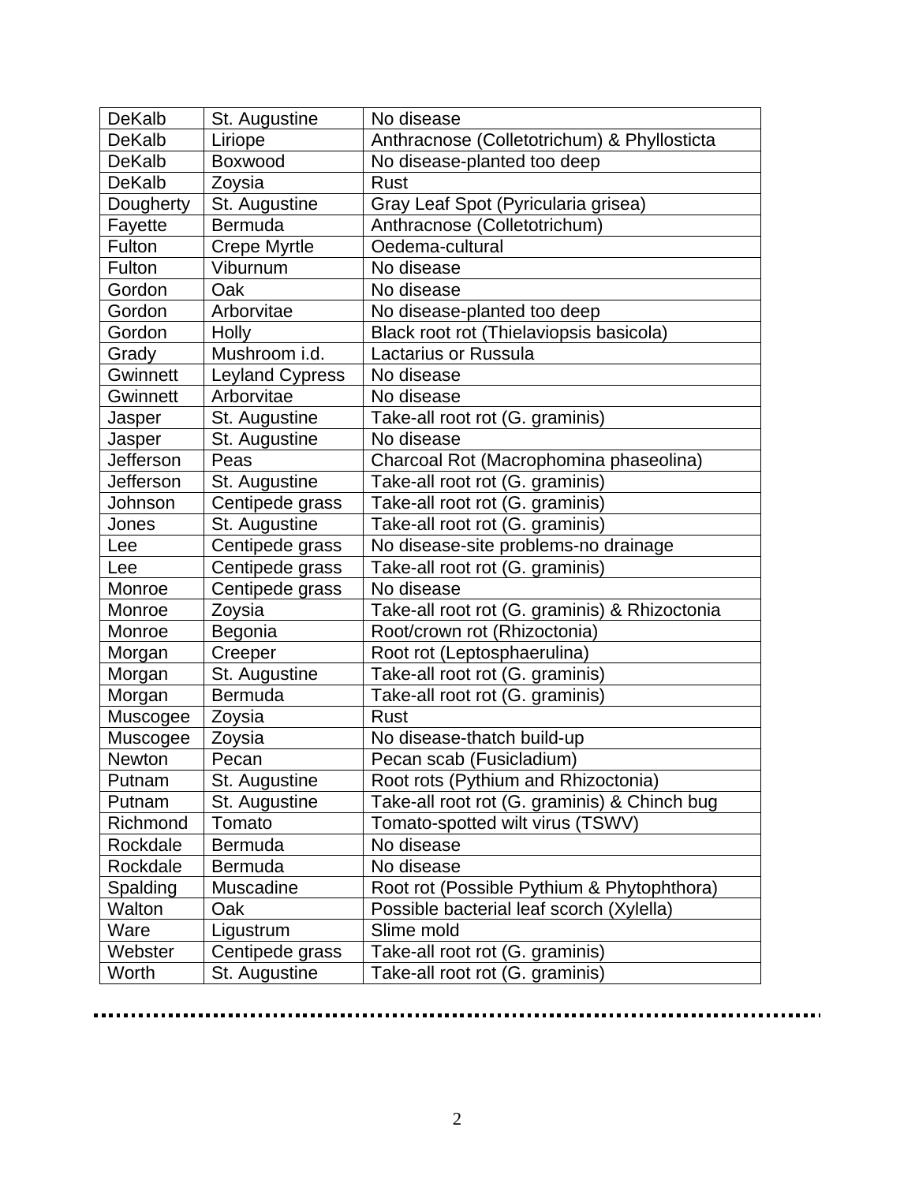| DeKalb | St. Augustine | No disease |
|---|---|---|
| DeKalb | Liriope | Anthracnose (Colletotrichum) & Phyllosticta |
| DeKalb | Boxwood | No disease-planted too deep |
| DeKalb | Zoysia | Rust |
| Dougherty | St. Augustine | Gray Leaf Spot (Pyricularia grisea) |
| Fayette | Bermuda | Anthracnose (Colletotrichum) |
| Fulton | Crepe Myrtle | Oedema-cultural |
| Fulton | Viburnum | No disease |
| Gordon | Oak | No disease |
| Gordon | Arborvitae | No disease-planted too deep |
| Gordon | Holly | Black root rot (Thielaviopsis basicola) |
| Grady | Mushroom i.d. | Lactarius or Russula |
| Gwinnett | Leyland Cypress | No disease |
| Gwinnett | Arborvitae | No disease |
| Jasper | St. Augustine | Take-all root rot (G. graminis) |
| Jasper | St. Augustine | No disease |
| Jefferson | Peas | Charcoal Rot (Macrophomina phaseolina) |
| Jefferson | St. Augustine | Take-all root rot (G. graminis) |
| Johnson | Centipede grass | Take-all root rot (G. graminis) |
| Jones | St. Augustine | Take-all root rot (G. graminis) |
| Lee | Centipede grass | No disease-site problems-no drainage |
| Lee | Centipede grass | Take-all root rot (G. graminis) |
| Monroe | Centipede grass | No disease |
| Monroe | Zoysia | Take-all root rot (G. graminis) & Rhizoctonia |
| Monroe | Begonia | Root/crown rot (Rhizoctonia) |
| Morgan | Creeper | Root rot (Leptosphaerulina) |
| Morgan | St. Augustine | Take-all root rot (G. graminis) |
| Morgan | Bermuda | Take-all root rot (G. graminis) |
| Muscogee | Zoysia | Rust |
| Muscogee | Zoysia | No disease-thatch build-up |
| Newton | Pecan | Pecan scab (Fusicladium) |
| Putnam | St. Augustine | Root rots (Pythium and Rhizoctonia) |
| Putnam | St. Augustine | Take-all root rot (G. graminis) & Chinch bug |
| Richmond | Tomato | Tomato-spotted wilt virus (TSWV) |
| Rockdale | Bermuda | No disease |
| Rockdale | Bermuda | No disease |
| Spalding | Muscadine | Root rot (Possible Pythium & Phytophthora) |
| Walton | Oak | Possible bacterial leaf scorch (Xylella) |
| Ware | Ligustrum | Slime mold |
| Webster | Centipede grass | Take-all root rot (G. graminis) |
| Worth | St. Augustine | Take-all root rot (G. graminis) |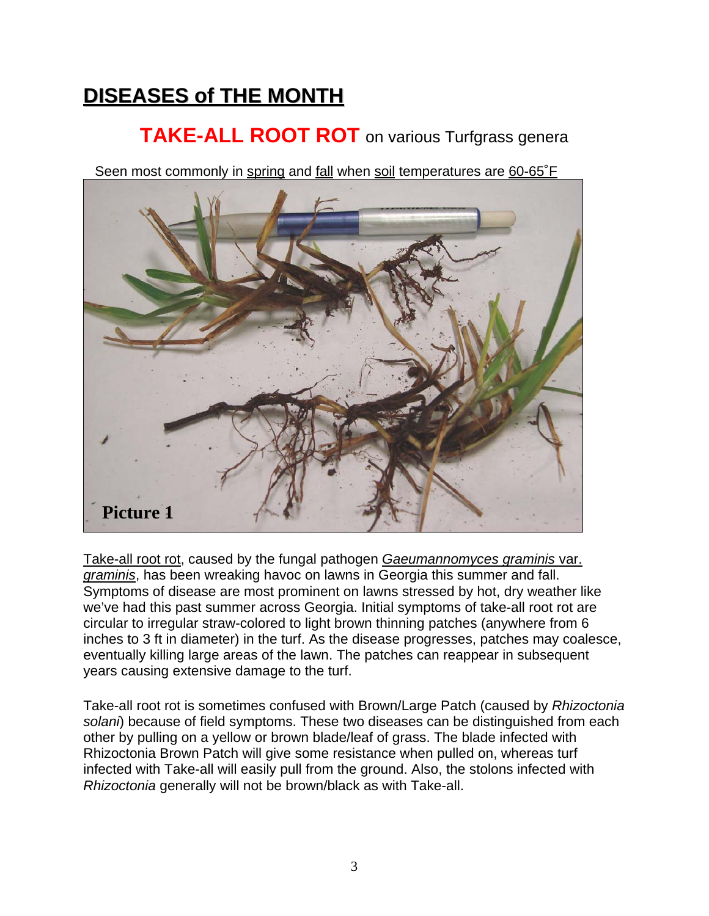# DISEASES of THE MONTH

## TAKE-ALL ROOT ROT on various Turfgrass genera

Seen most commonly in spring and fall when soil temperatures are 60-65˚F

Picture 1

Take-all root rot, caused by the fungal pathogen *Gaeumannomyces graminis* var. *graminis*, has been wreaking havoc on lawns in Georgia this summer and fall. Symptoms of disease are most prominent on lawns stressed by hot, dry weather like we've had this past summer across Georgia. Initial symptoms of take-all root rot are circular to irregular straw-colored to light brown thinning patches (anywhere from 6 inches to 3 ft in diameter) in the turf. As the disease progresses, patches may coalesce, eventually killing large areas of the lawn. The patches can reappear in subsequent years causing extensive damage to the turf.

Take-all root rot is sometimes confused with Brown/Large Patch (caused by *Rhizoctonia solani*) because of field symptoms. These two diseases can be distinguished from each other by pulling on a yellow or brown blade/leaf of grass. The blade infected with Rhizoctonia Brown Patch will give some resistance when pulled on, whereas turf infected with Take-all will easily pull from the ground. Also, the stolons infected with *Rhizoctonia* generally will not be brown/black as with Take-all.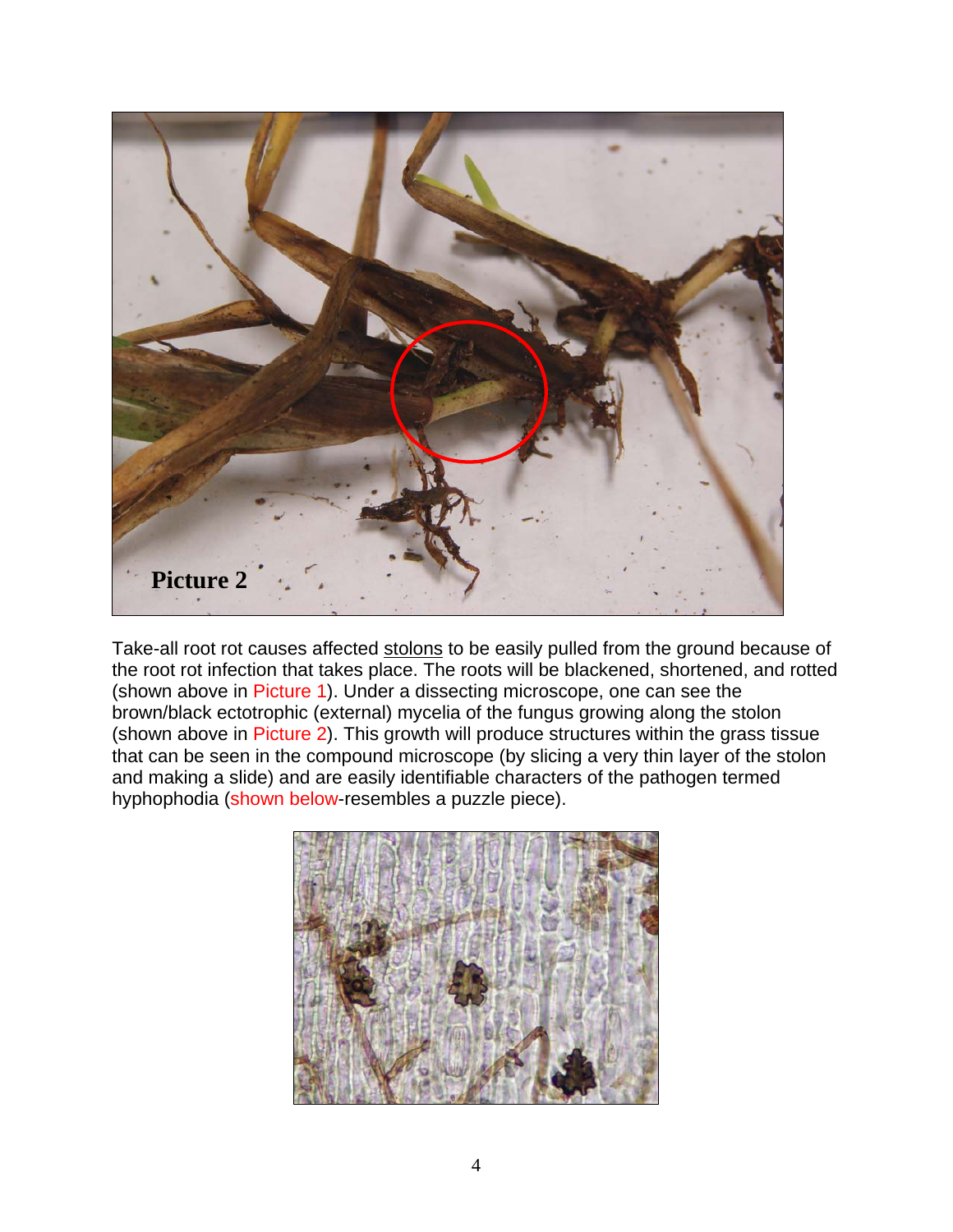Take-all root rot causes affected stolons to be easily pulled from the ground because of the root rot infection that takes place. The roots will be blackened, shortened, and rotted (shown above in Picture 1). Under a dissecting microscope, one can see the brown/black ectotrophic (external) mycelia of the fungus growing along the stolon (shown above in Picture 2). This growth will produce structures within the grass tissue that can be seen in the compound microscope (by slicing a very thin layer of the stolon and making a slide) and are easily identifiable characters of the pathogen termed hyphophodia (shown below-resembles a puzzle piece).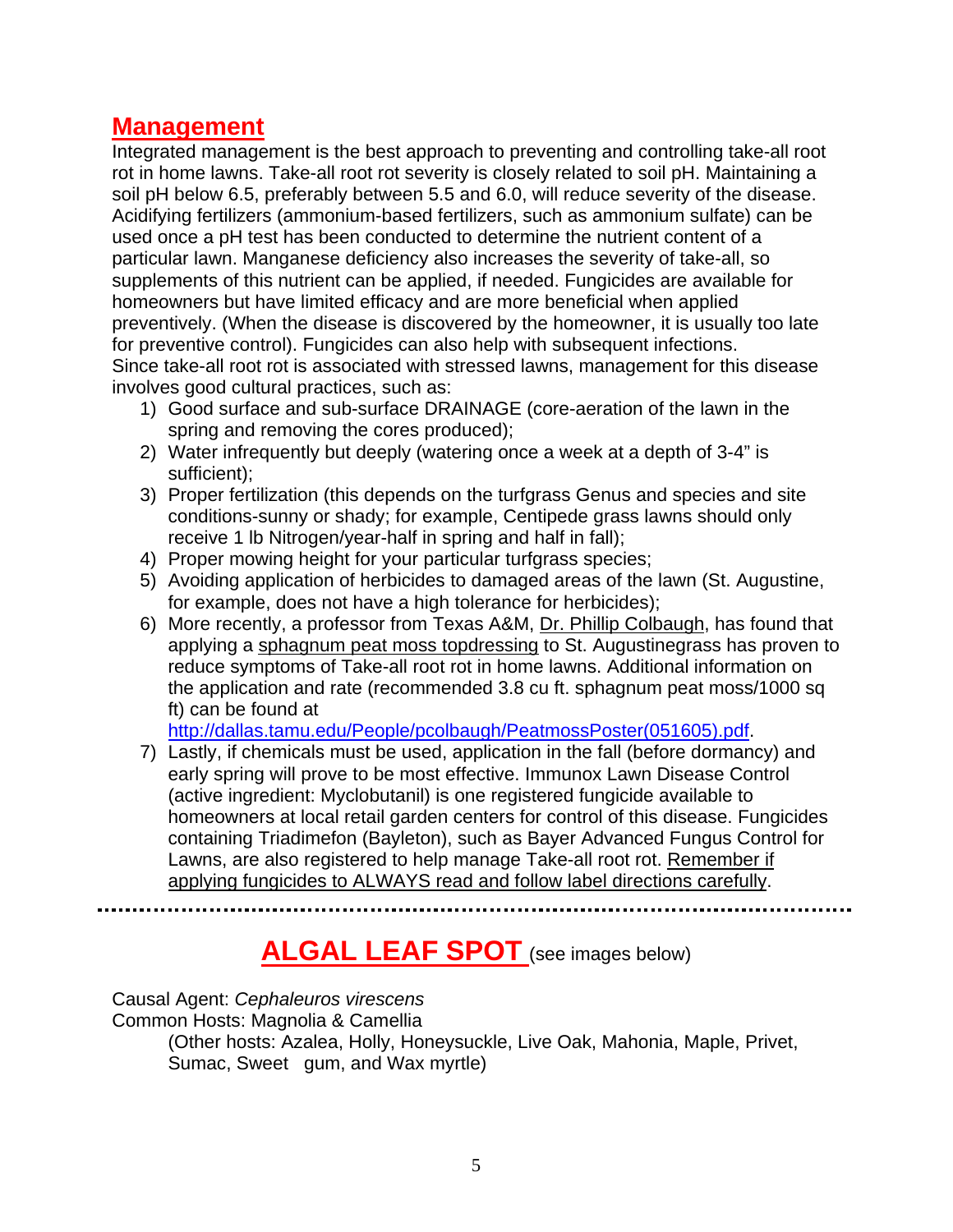## Management

Integrated management is the best approach to preventing and controlling take-all root rot in home lawns. Take-all root rot severity is closely related to soil pH. Maintaining a soil pH below 6.5, preferably between 5.5 and 6.0, will reduce severity of the disease. Acidifying fertilizers (ammonium-based fertilizers, such as ammonium sulfate) can be used once a pH test has been conducted to determine the nutrient content of a particular lawn. Manganese deficiency also increases the severity of take-all, so supplements of this nutrient can be applied, if needed. Fungicides are available for homeowners but have limited efficacy and are more beneficial when applied preventively. (When the disease is discovered by the homeowner, it is usually too late for preventive control). Fungicides can also help with subsequent infections.
Since take-all root rot is associated with stressed lawns, management for this disease involves good cultural practices, such as:

1) Good surface and sub-surface DRAINAGE (core-aeration of the lawn in the spring and removing the cores produced);
2) Water infrequently but deeply (watering once a week at a depth of 3-4" is sufficient);
3) Proper fertilization (this depends on the turfgrass Genus and species and site conditions-sunny or shady; for example, Centipede grass lawns should only receive 1 lb Nitrogen/year-half in spring and half in fall);
4) Proper mowing height for your particular turfgrass species;
5) Avoiding application of herbicides to damaged areas of the lawn (St. Augustine, for example, does not have a high tolerance for herbicides);
6) More recently, a professor from Texas A&M, Dr. Phillip Colbaugh, has found that applying a sphagnum peat moss topdressing to St. Augustinegrass has proven to reduce symptoms of Take-all root rot in home lawns. Additional information on the application and rate (recommended 3.8 cu ft. sphagnum peat moss/1000 sq ft) can be found at http://dallas.tamu.edu/People/pcolbaugh/PeatmossPoster(051605).pdf.
7) Lastly, if chemicals must be used, application in the fall (before dormancy) and early spring will prove to be most effective. Immunox Lawn Disease Control (active ingredient: Myclobutanil) is one registered fungicide available to homeowners at local retail garden centers for control of this disease. Fungicides containing Triadimefon (Bayleton), such as Bayer Advanced Fungus Control for Lawns, are also registered to help manage Take-all root rot. Remember if applying fungicides to ALWAYS read and follow label directions carefully.

---

## ALGAL LEAF SPOT (see images below)

Causal Agent: *Cephaleuros virescens*
Common Hosts: Magnolia & Camellia
(Other hosts: Azalea, Holly, Honeysuckle, Live Oak, Mahonia, Maple, Privet, Sumac, Sweet gum, and Wax myrtle)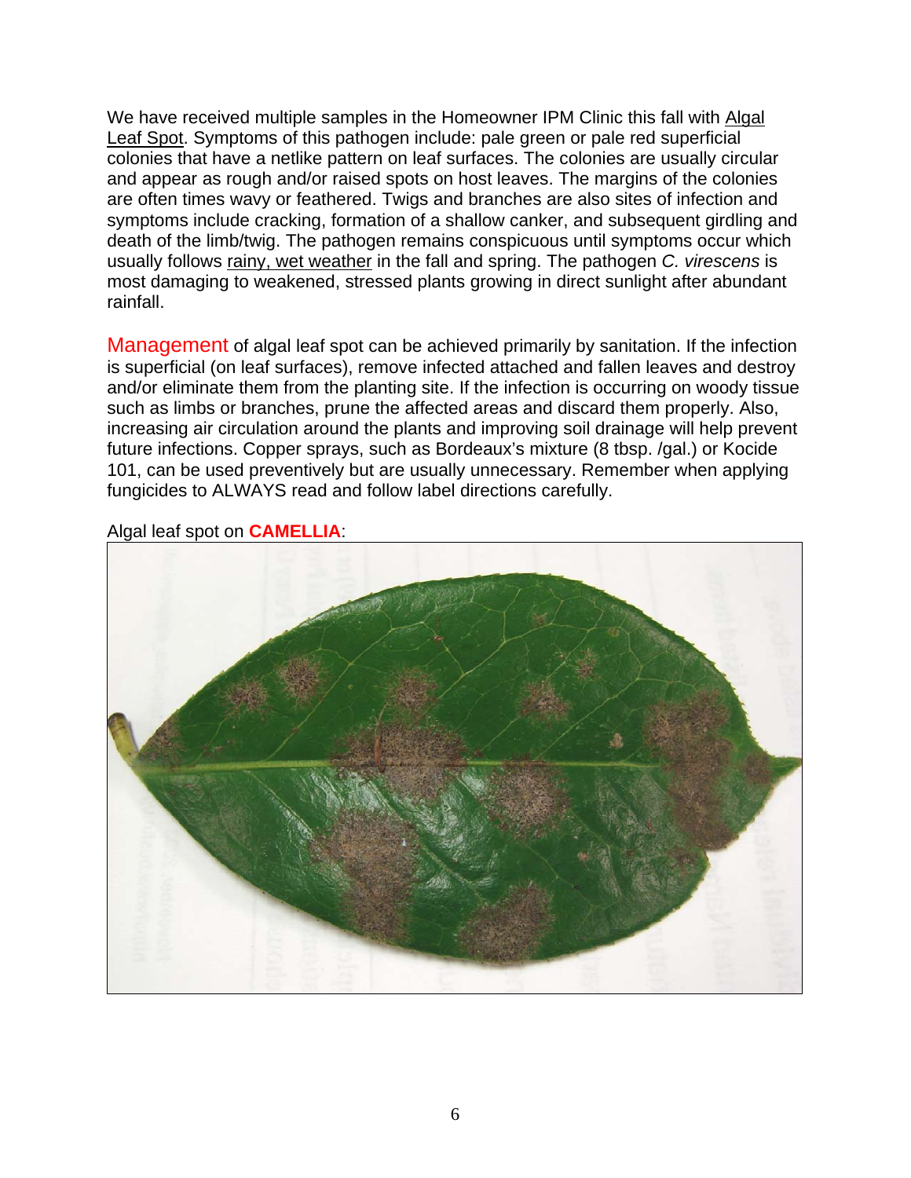We have received multiple samples in the Homeowner IPM Clinic this fall with Algal Leaf Spot. Symptoms of this pathogen include: pale green or pale red superficial colonies that have a netlike pattern on leaf surfaces. The colonies are usually circular and appear as rough and/or raised spots on host leaves. The margins of the colonies are often times wavy or feathered. Twigs and branches are also sites of infection and symptoms include cracking, formation of a shallow canker, and subsequent girdling and death of the limb/twig. The pathogen remains conspicuous until symptoms occur which usually follows rainy, wet weather in the fall and spring. The pathogen *C. virescens* is most damaging to weakened, stressed plants growing in direct sunlight after abundant rainfall.

Management of algal leaf spot can be achieved primarily by sanitation. If the infection is superficial (on leaf surfaces), remove infected attached and fallen leaves and destroy and/or eliminate them from the planting site. If the infection is occurring on woody tissue such as limbs or branches, prune the affected areas and discard them properly. Also, increasing air circulation around the plants and improving soil drainage will help prevent future infections. Copper sprays, such as Bordeaux's mixture (8 tbsp. /gal.) or Kocide 101, can be used preventively but are usually unnecessary. Remember when applying fungicides to ALWAYS read and follow label directions carefully.

Algal leaf spot on **CAMELLIA**: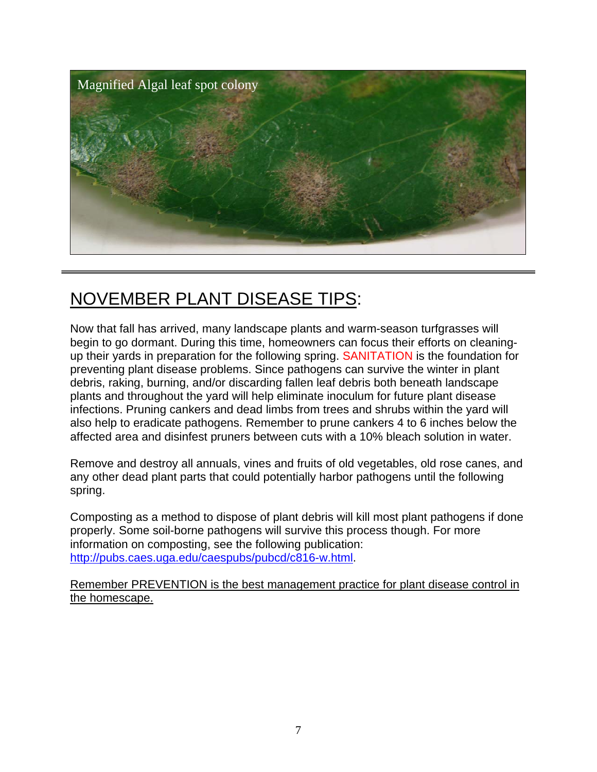Magnified Algal leaf spot colony

## NOVEMBER PLANT DISEASE TIPS:

Now that fall has arrived, many landscape plants and warm-season turfgrasses will begin to go dormant. During this time, homeowners can focus their efforts on cleaning-up their yards in preparation for the following spring. SANITATION is the foundation for preventing plant disease problems. Since pathogens can survive the winter in plant debris, raking, burning, and/or discarding fallen leaf debris both beneath landscape plants and throughout the yard will help eliminate inoculum for future plant disease infections. Pruning cankers and dead limbs from trees and shrubs within the yard will also help to eradicate pathogens. Remember to prune cankers 4 to 6 inches below the affected area and disinfest pruners between cuts with a 10% bleach solution in water.

Remove and destroy all annuals, vines and fruits of old vegetables, old rose canes, and any other dead plant parts that could potentially harbor pathogens until the following spring.

Composting as a method to dispose of plant debris will kill most plant pathogens if done properly. Some soil-borne pathogens will survive this process though. For more information on composting, see the following publication: http://pubs.caes.uga.edu/caespubs/pubcd/c816-w.html.

Remember PREVENTION is the best management practice for plant disease control in the homescape.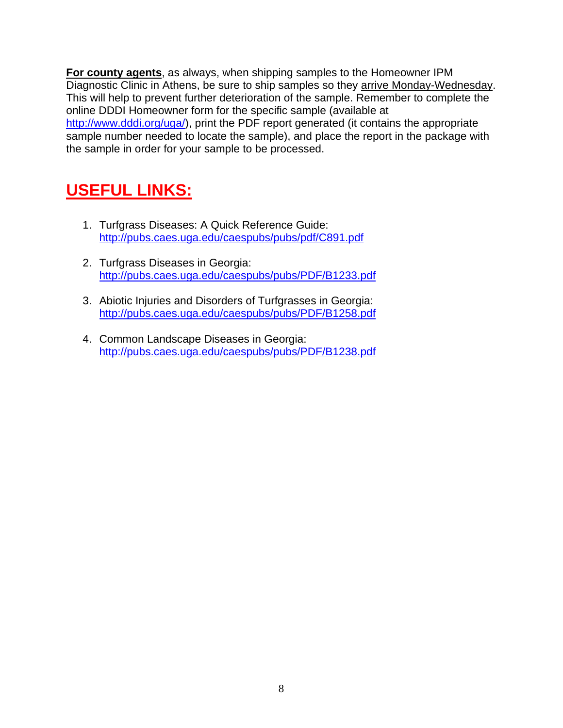**For county agents**, as always, when shipping samples to the Homeowner IPM Diagnostic Clinic in Athens, be sure to ship samples so they arrive Monday-Wednesday. This will help to prevent further deterioration of the sample. Remember to complete the online DDDI Homeowner form for the specific sample (available at http://www.dddi.org/uga/), print the PDF report generated (it contains the appropriate sample number needed to locate the sample), and place the report in the package with the sample in order for your sample to be processed.

## USEFUL LINKS:

1. Turfgrass Diseases: A Quick Reference Guide: http://pubs.caes.uga.edu/caespubs/pubs/pdf/C891.pdf

2. Turfgrass Diseases in Georgia: http://pubs.caes.uga.edu/caespubs/pubs/PDF/B1233.pdf

3. Abiotic Injuries and Disorders of Turfgrasses in Georgia: http://pubs.caes.uga.edu/caespubs/pubs/PDF/B1258.pdf

4. Common Landscape Diseases in Georgia: http://pubs.caes.uga.edu/caespubs/pubs/PDF/B1238.pdf